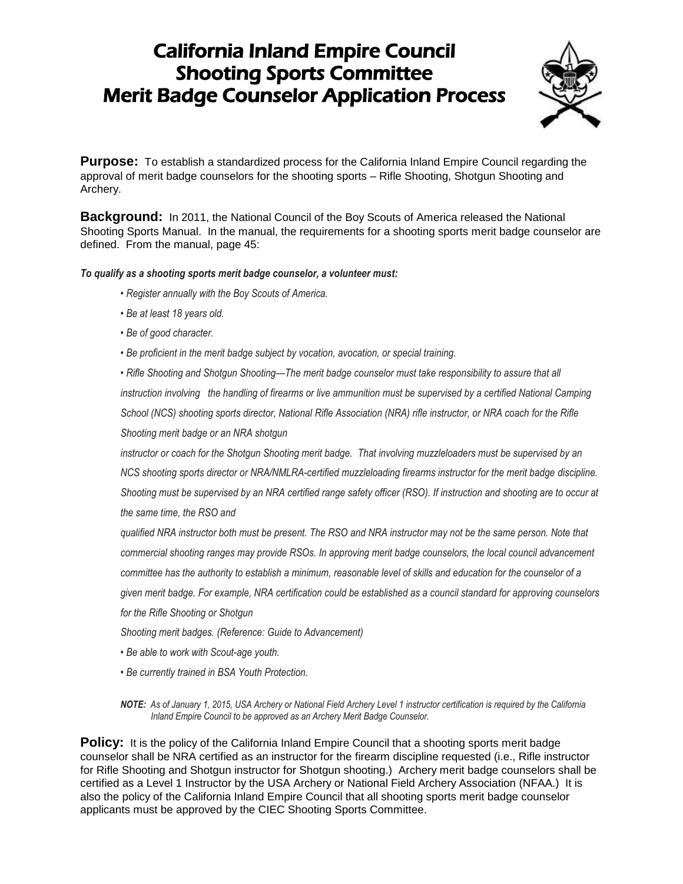# California Inland Empire Council
# Shooting Sports Committee
# Merit Badge Counselor Application Process

**Purpose:** To establish a standardized process for the California Inland Empire Council regarding the approval of merit badge counselors for the shooting sports – Rifle Shooting, Shotgun Shooting and Archery.

**Background:** In 2011, the National Council of the Boy Scouts of America released the National Shooting Sports Manual. In the manual, the requirements for a shooting sports merit badge counselor are defined. From the manual, page 45:

***To qualify as a shooting sports merit badge counselor, a volunteer must:***

- *Register annually with the Boy Scouts of America.*
- *Be at least 18 years old.*
- *Be of good character.*
- *Be proficient in the merit badge subject by vocation, avocation, or special training.*
- *Rifle Shooting and Shotgun Shooting—The merit badge counselor must take responsibility to assure that all instruction involving the handling of firearms or live ammunition must be supervised by a certified National Camping School (NCS) shooting sports director, National Rifle Association (NRA) rifle instructor, or NRA coach for the Rifle Shooting merit badge or an NRA shotgun instructor or coach for the Shotgun Shooting merit badge. That involving muzzleloaders must be supervised by an NCS shooting sports director or NRA/NMLRA-certified muzzleloading firearms instructor for the merit badge discipline. Shooting must be supervised by an NRA certified range safety officer (RSO). If instruction and shooting are to occur at the same time, the RSO and qualified NRA instructor both must be present. The RSO and NRA instructor may not be the same person. Note that commercial shooting ranges may provide RSOs. In approving merit badge counselors, the local council advancement committee has the authority to establish a minimum, reasonable level of skills and education for the counselor of a given merit badge. For example, NRA certification could be established as a council standard for approving counselors for the Rifle Shooting or Shotgun Shooting merit badges. (Reference: Guide to Advancement)*
- *Be able to work with Scout-age youth.*
- *Be currently trained in BSA Youth Protection.*

***NOTE:*** *As of January 1, 2015, USA Archery or National Field Archery Level 1 instructor certification is required by the California Inland Empire Council to be approved as an Archery Merit Badge Counselor.*

**Policy:** It is the policy of the California Inland Empire Council that a shooting sports merit badge counselor shall be NRA certified as an instructor for the firearm discipline requested (i.e., Rifle instructor for Rifle Shooting and Shotgun instructor for Shotgun shooting.) Archery merit badge counselors shall be certified as a Level 1 Instructor by the USA Archery or National Field Archery Association (NFAA.) It is also the policy of the California Inland Empire Council that all shooting sports merit badge counselor applicants must be approved by the CIEC Shooting Sports Committee.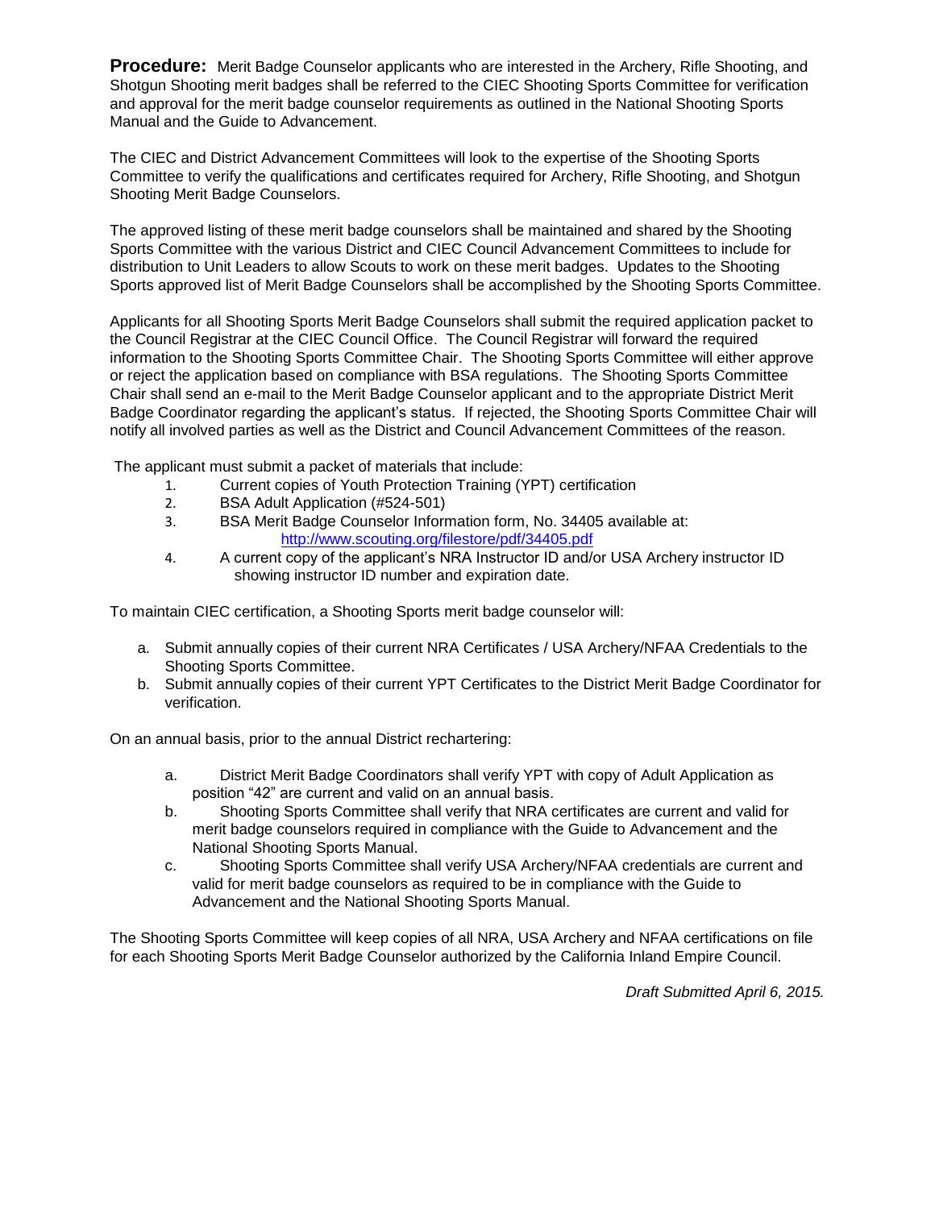**Procedure:** Merit Badge Counselor applicants who are interested in the Archery, Rifle Shooting, and Shotgun Shooting merit badges shall be referred to the CIEC Shooting Sports Committee for verification and approval for the merit badge counselor requirements as outlined in the National Shooting Sports Manual and the Guide to Advancement.

The CIEC and District Advancement Committees will look to the expertise of the Shooting Sports Committee to verify the qualifications and certificates required for Archery, Rifle Shooting, and Shotgun Shooting Merit Badge Counselors.

The approved listing of these merit badge counselors shall be maintained and shared by the Shooting Sports Committee with the various District and CIEC Council Advancement Committees to include for distribution to Unit Leaders to allow Scouts to work on these merit badges. Updates to the Shooting Sports approved list of Merit Badge Counselors shall be accomplished by the Shooting Sports Committee.

Applicants for all Shooting Sports Merit Badge Counselors shall submit the required application packet to the Council Registrar at the CIEC Council Office. The Council Registrar will forward the required information to the Shooting Sports Committee Chair. The Shooting Sports Committee will either approve or reject the application based on compliance with BSA regulations. The Shooting Sports Committee Chair shall send an e-mail to the Merit Badge Counselor applicant and to the appropriate District Merit Badge Coordinator regarding the applicant's status. If rejected, the Shooting Sports Committee Chair will notify all involved parties as well as the District and Council Advancement Committees of the reason.

The applicant must submit a packet of materials that include:

1. Current copies of Youth Protection Training (YPT) certification
2. BSA Adult Application (#524-501)
3. BSA Merit Badge Counselor Information form, No. 34405 available at: http://www.scouting.org/filestore/pdf/34405.pdf
4. A current copy of the applicant's NRA Instructor ID and/or USA Archery instructor ID showing instructor ID number and expiration date.

To maintain CIEC certification, a Shooting Sports merit badge counselor will:

a. Submit annually copies of their current NRA Certificates / USA Archery/NFAA Credentials to the Shooting Sports Committee.
b. Submit annually copies of their current YPT Certificates to the District Merit Badge Coordinator for verification.

On an annual basis, prior to the annual District rechartering:

a. District Merit Badge Coordinators shall verify YPT with copy of Adult Application as position "42" are current and valid on an annual basis.
b. Shooting Sports Committee shall verify that NRA certificates are current and valid for merit badge counselors required in compliance with the Guide to Advancement and the National Shooting Sports Manual.
c. Shooting Sports Committee shall verify USA Archery/NFAA credentials are current and valid for merit badge counselors as required to be in compliance with the Guide to Advancement and the National Shooting Sports Manual.

The Shooting Sports Committee will keep copies of all NRA, USA Archery and NFAA certifications on file for each Shooting Sports Merit Badge Counselor authorized by the California Inland Empire Council.

*Draft Submitted April 6, 2015.*